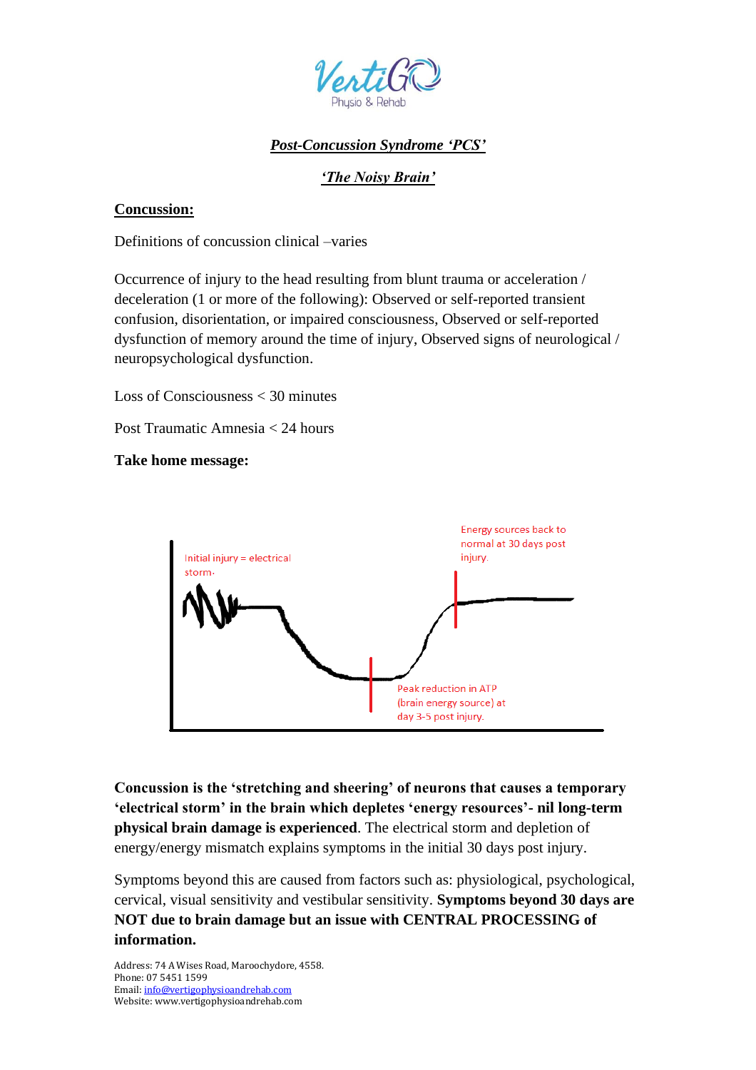# ***Post-Concussion Syndrome 'PCS'***

## ***'The Noisy Brain'***

### **Concussion:**

Definitions of concussion clinical –varies

Occurrence of injury to the head resulting from blunt trauma or acceleration / deceleration (1 or more of the following): Observed or self-reported transient confusion, disorientation, or impaired consciousness, Observed or self-reported dysfunction of memory around the time of injury, Observed signs of neurological / neuropsychological dysfunction.

Loss of Consciousness < 30 minutes

Post Traumatic Amnesia < 24 hours

**Take home message:**

Initial injury = electrical storm.

Peak reduction in ATP (brain energy source) at day 3-5 post injury.

Energy sources back to normal at 30 days post injury.

**Concussion is the 'stretching and sheering' of neurons that causes a temporary 'electrical storm' in the brain which depletes 'energy resources'- nil long-term physical brain damage is experienced**. The electrical storm and depletion of energy/energy mismatch explains symptoms in the initial 30 days post injury.

Symptoms beyond this are caused from factors such as: physiological, psychological, cervical, visual sensitivity and vestibular sensitivity. **Symptoms beyond 30 days are NOT due to brain damage but an issue with CENTRAL PROCESSING of information.**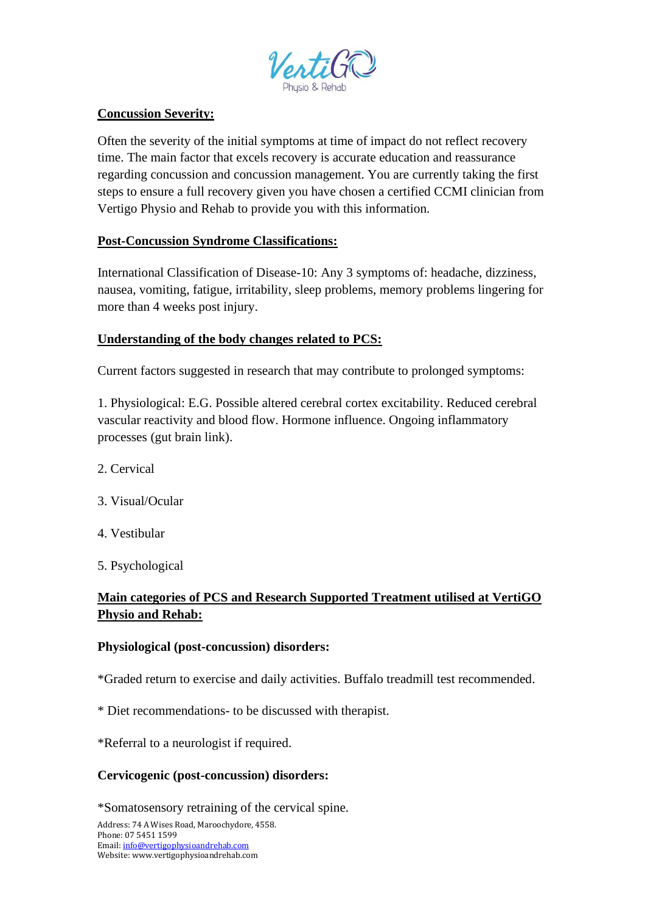**Concussion Severity:**

Often the severity of the initial symptoms at time of impact do not reflect recovery time. The main factor that excels recovery is accurate education and reassurance regarding concussion and concussion management. You are currently taking the first steps to ensure a full recovery given you have chosen a certified CCMI clinician from Vertigo Physio and Rehab to provide you with this information.

**Post-Concussion Syndrome Classifications:**

International Classification of Disease-10: Any 3 symptoms of: headache, dizziness, nausea, vomiting, fatigue, irritability, sleep problems, memory problems lingering for more than 4 weeks post injury.

**Understanding of the body changes related to PCS:**

Current factors suggested in research that may contribute to prolonged symptoms:

1. Physiological: E.G. Possible altered cerebral cortex excitability. Reduced cerebral vascular reactivity and blood flow. Hormone influence. Ongoing inflammatory processes (gut brain link).

2. Cervical

3. Visual/Ocular

4. Vestibular

5. Psychological

**Main categories of PCS and Research Supported Treatment utilised at VertiGO Physio and Rehab:**

**Physiological (post-concussion) disorders:**

*Graded return to exercise and daily activities. Buffalo treadmill test recommended.

* Diet recommendations- to be discussed with therapist.

*Referral to a neurologist if required.

**Cervicogenic (post-concussion) disorders:**

*Somatosensory retraining of the cervical spine.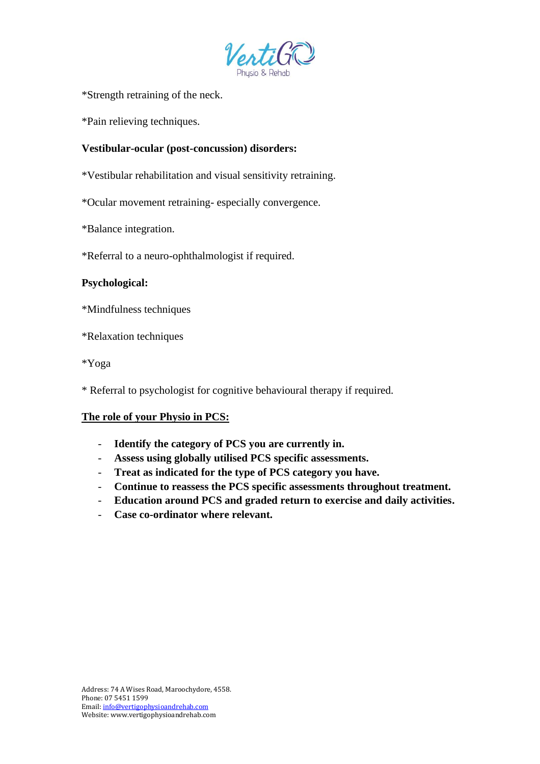*Strength retraining of the neck.

*Pain relieving techniques.

**Vestibular-ocular (post-concussion) disorders:**

*Vestibular rehabilitation and visual sensitivity retraining.

*Ocular movement retraining- especially convergence.

*Balance integration.

*Referral to a neuro-ophthalmologist if required.

**Psychological:**

*Mindfulness techniques

*Relaxation techniques

*Yoga

* Referral to psychologist for cognitive behavioural therapy if required.

## The role of your Physio in PCS:

- **Identify the category of PCS you are currently in.**
- **Assess using globally utilised PCS specific assessments.**
- **Treat as indicated for the type of PCS category you have.**
- **Continue to reassess the PCS specific assessments throughout treatment.**
- **Education around PCS and graded return to exercise and daily activities.**
- **Case co-ordinator where relevant.**